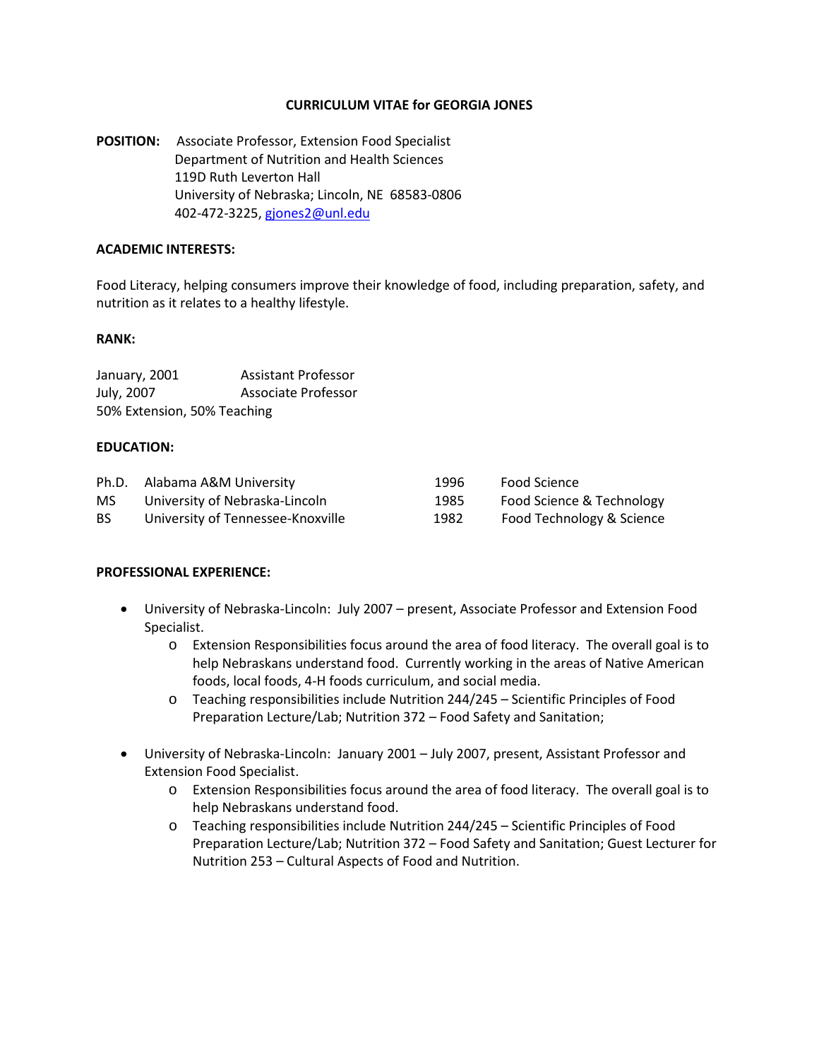**CURRICULUM VITAE for GEORGIA JONES**

**POSITION:** Associate Professor, Extension Food Specialist
Department of Nutrition and Health Sciences
119D Ruth Leverton Hall
University of Nebraska; Lincoln, NE 68583-0806
402-472-3225, gjones2@unl.edu

**ACADEMIC INTERESTS:**

Food Literacy, helping consumers improve their knowledge of food, including preparation, safety, and nutrition as it relates to a healthy lifestyle.

**RANK:**

| | |
|---|---|
| January, 2001 | Assistant Professor |
| July, 2007 | Associate Professor |

50% Extension, 50% Teaching

**EDUCATION:**

| | | | |
|---|---|---|---|
| Ph.D. | Alabama A&M University | 1996 | Food Science |
| MS | University of Nebraska-Lincoln | 1985 | Food Science & Technology |
| BS | University of Tennessee-Knoxville | 1982 | Food Technology & Science |

**PROFESSIONAL EXPERIENCE:**

- University of Nebraska-Lincoln: July 2007 – present, Associate Professor and Extension Food Specialist.
  - Extension Responsibilities focus around the area of food literacy. The overall goal is to help Nebraskans understand food. Currently working in the areas of Native American foods, local foods, 4-H foods curriculum, and social media.
  - Teaching responsibilities include Nutrition 244/245 – Scientific Principles of Food Preparation Lecture/Lab; Nutrition 372 – Food Safety and Sanitation;

- University of Nebraska-Lincoln: January 2001 – July 2007, present, Assistant Professor and Extension Food Specialist.
  - Extension Responsibilities focus around the area of food literacy. The overall goal is to help Nebraskans understand food.
  - Teaching responsibilities include Nutrition 244/245 – Scientific Principles of Food Preparation Lecture/Lab; Nutrition 372 – Food Safety and Sanitation; Guest Lecturer for Nutrition 253 – Cultural Aspects of Food and Nutrition.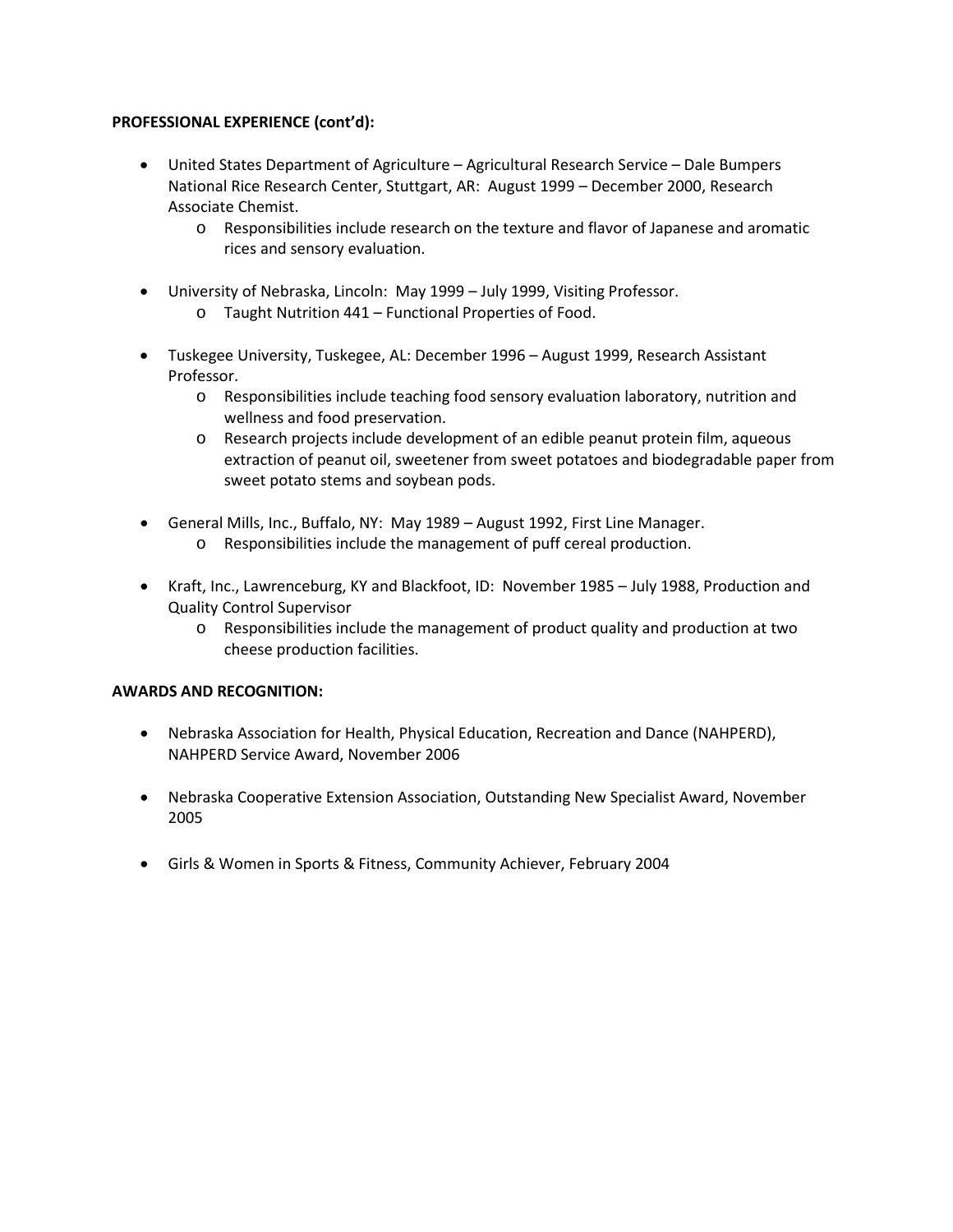**PROFESSIONAL EXPERIENCE (cont'd):**

- United States Department of Agriculture – Agricultural Research Service – Dale Bumpers National Rice Research Center, Stuttgart, AR: August 1999 – December 2000, Research Associate Chemist.
    - Responsibilities include research on the texture and flavor of Japanese and aromatic rices and sensory evaluation.

- University of Nebraska, Lincoln: May 1999 – July 1999, Visiting Professor.
    - Taught Nutrition 441 – Functional Properties of Food.

- Tuskegee University, Tuskegee, AL: December 1996 – August 1999, Research Assistant Professor.
    - Responsibilities include teaching food sensory evaluation laboratory, nutrition and wellness and food preservation.
    - Research projects include development of an edible peanut protein film, aqueous extraction of peanut oil, sweetener from sweet potatoes and biodegradable paper from sweet potato stems and soybean pods.

- General Mills, Inc., Buffalo, NY: May 1989 – August 1992, First Line Manager.
    - Responsibilities include the management of puff cereal production.

- Kraft, Inc., Lawrenceburg, KY and Blackfoot, ID: November 1985 – July 1988, Production and Quality Control Supervisor
    - Responsibilities include the management of product quality and production at two cheese production facilities.

**AWARDS AND RECOGNITION:**

- Nebraska Association for Health, Physical Education, Recreation and Dance (NAHPERD), NAHPERD Service Award, November 2006

- Nebraska Cooperative Extension Association, Outstanding New Specialist Award, November 2005

- Girls & Women in Sports & Fitness, Community Achiever, February 2004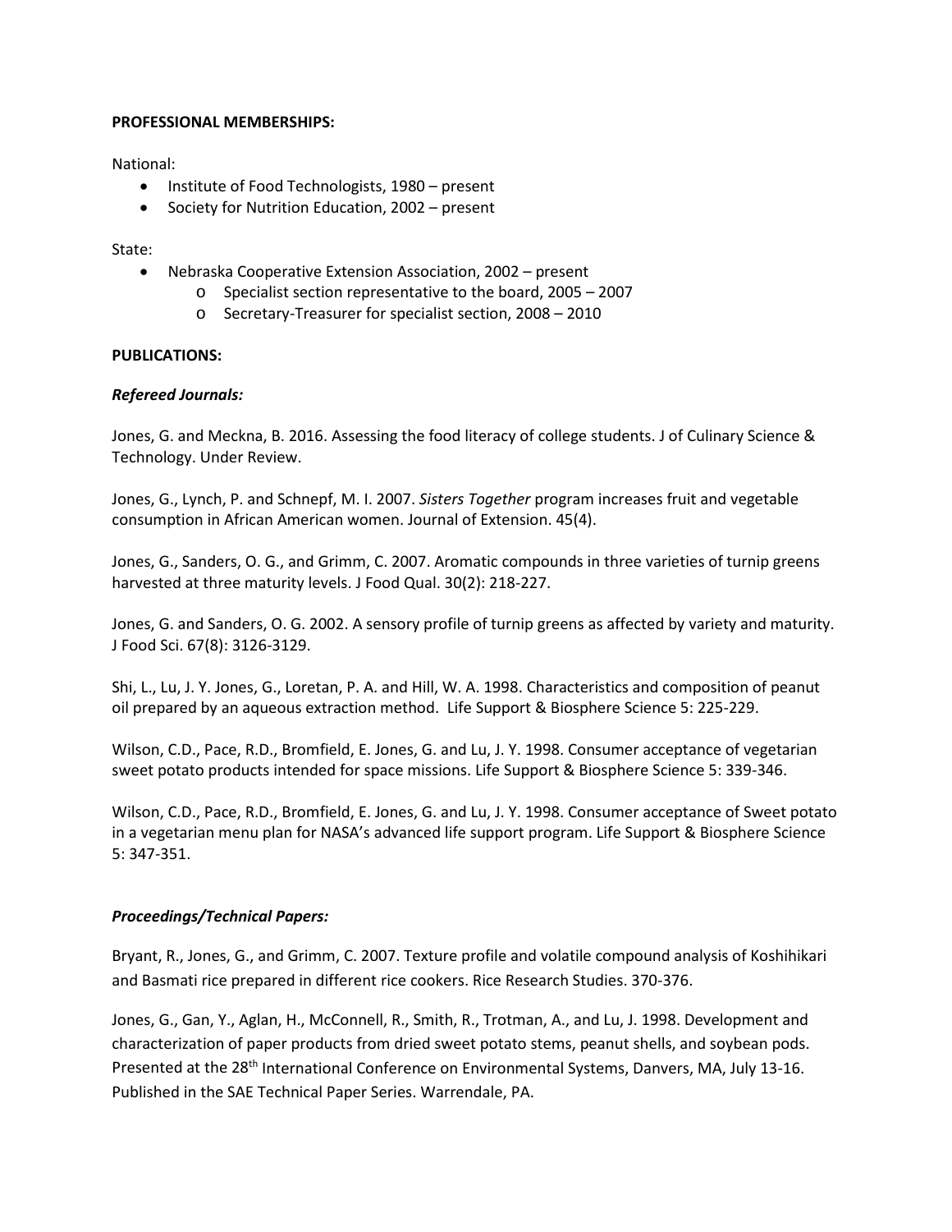**PROFESSIONAL MEMBERSHIPS:**

National:

- Institute of Food Technologists, 1980 – present
- Society for Nutrition Education, 2002 – present

State:

- Nebraska Cooperative Extension Association, 2002 – present
    - Specialist section representative to the board, 2005 – 2007
    - Secretary-Treasurer for specialist section, 2008 – 2010

**PUBLICATIONS:**

***Refereed Journals:***

Jones, G. and Meckna, B. 2016. Assessing the food literacy of college students. J of Culinary Science & Technology. Under Review.

Jones, G., Lynch, P. and Schnepf, M. I. 2007. *Sisters Together* program increases fruit and vegetable consumption in African American women. Journal of Extension. 45(4).

Jones, G., Sanders, O. G., and Grimm, C. 2007. Aromatic compounds in three varieties of turnip greens harvested at three maturity levels. J Food Qual. 30(2): 218-227.

Jones, G. and Sanders, O. G. 2002. A sensory profile of turnip greens as affected by variety and maturity. J Food Sci. 67(8): 3126-3129.

Shi, L., Lu, J. Y. Jones, G., Loretan, P. A. and Hill, W. A. 1998. Characteristics and composition of peanut oil prepared by an aqueous extraction method. Life Support & Biosphere Science 5: 225-229.

Wilson, C.D., Pace, R.D., Bromfield, E. Jones, G. and Lu, J. Y. 1998. Consumer acceptance of vegetarian sweet potato products intended for space missions. Life Support & Biosphere Science 5: 339-346.

Wilson, C.D., Pace, R.D., Bromfield, E. Jones, G. and Lu, J. Y. 1998. Consumer acceptance of Sweet potato in a vegetarian menu plan for NASA's advanced life support program. Life Support & Biosphere Science 5: 347-351.

***Proceedings/Technical Papers:***

Bryant, R., Jones, G., and Grimm, C. 2007. Texture profile and volatile compound analysis of Koshihikari and Basmati rice prepared in different rice cookers. Rice Research Studies. 370-376.

Jones, G., Gan, Y., Aglan, H., McConnell, R., Smith, R., Trotman, A., and Lu, J. 1998. Development and characterization of paper products from dried sweet potato stems, peanut shells, and soybean pods. Presented at the 28th International Conference on Environmental Systems, Danvers, MA, July 13-16. Published in the SAE Technical Paper Series. Warrendale, PA.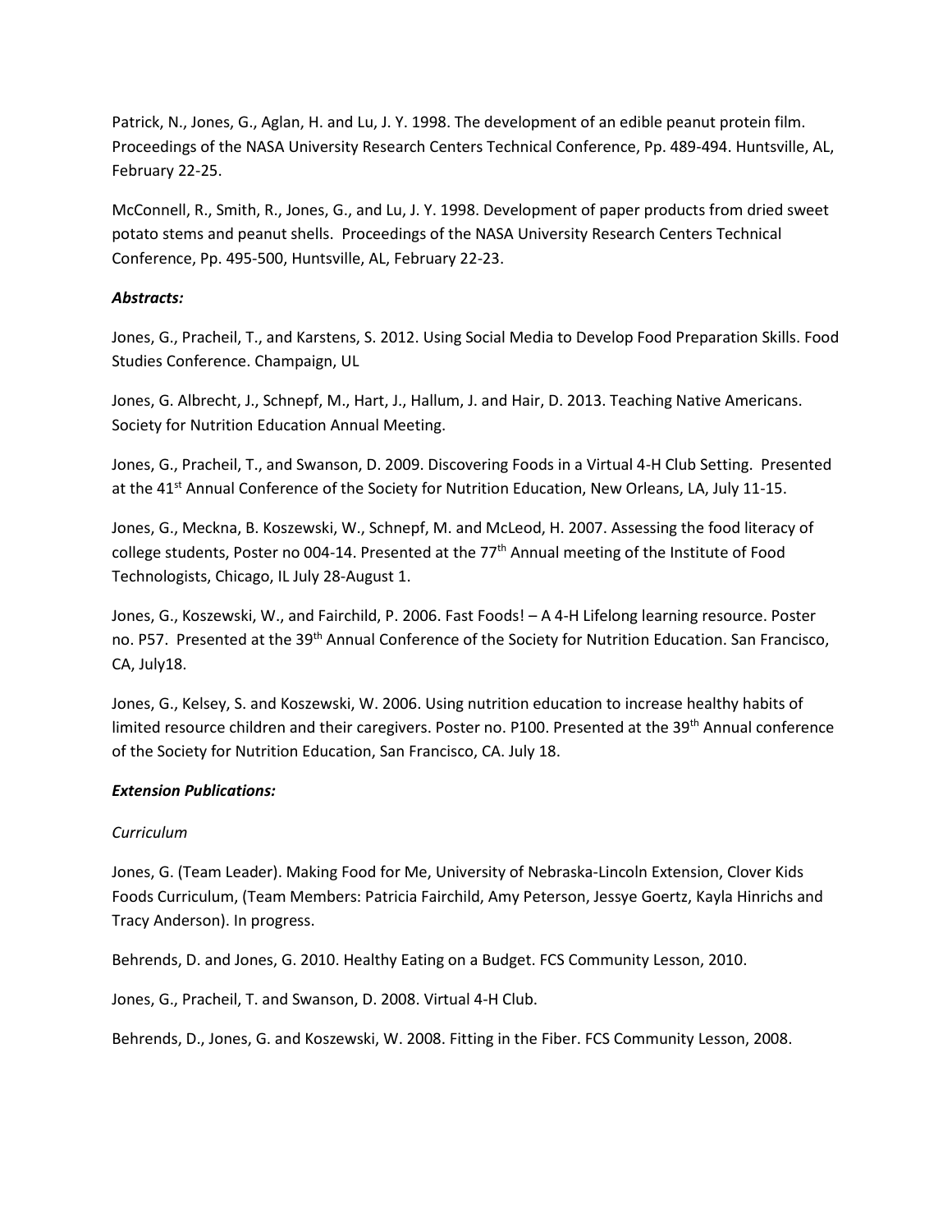Patrick, N., Jones, G., Aglan, H. and Lu, J. Y. 1998. The development of an edible peanut protein film. Proceedings of the NASA University Research Centers Technical Conference, Pp. 489-494. Huntsville, AL, February 22-25.

McConnell, R., Smith, R., Jones, G., and Lu, J. Y. 1998. Development of paper products from dried sweet potato stems and peanut shells. Proceedings of the NASA University Research Centers Technical Conference, Pp. 495-500, Huntsville, AL, February 22-23.

***Abstracts:***

Jones, G., Pracheil, T., and Karstens, S. 2012. Using Social Media to Develop Food Preparation Skills. Food Studies Conference. Champaign, UL

Jones, G. Albrecht, J., Schnepf, M., Hart, J., Hallum, J. and Hair, D. 2013. Teaching Native Americans. Society for Nutrition Education Annual Meeting.

Jones, G., Pracheil, T., and Swanson, D. 2009. Discovering Foods in a Virtual 4-H Club Setting. Presented at the 41st Annual Conference of the Society for Nutrition Education, New Orleans, LA, July 11-15.

Jones, G., Meckna, B. Koszewski, W., Schnepf, M. and McLeod, H. 2007. Assessing the food literacy of college students, Poster no 004-14. Presented at the 77th Annual meeting of the Institute of Food Technologists, Chicago, IL July 28-August 1.

Jones, G., Koszewski, W., and Fairchild, P. 2006. Fast Foods! – A 4-H Lifelong learning resource. Poster no. P57. Presented at the 39th Annual Conference of the Society for Nutrition Education. San Francisco, CA, July18.

Jones, G., Kelsey, S. and Koszewski, W. 2006. Using nutrition education to increase healthy habits of limited resource children and their caregivers. Poster no. P100. Presented at the 39th Annual conference of the Society for Nutrition Education, San Francisco, CA. July 18.

***Extension Publications:***

*Curriculum*

Jones, G. (Team Leader). Making Food for Me, University of Nebraska-Lincoln Extension, Clover Kids Foods Curriculum, (Team Members: Patricia Fairchild, Amy Peterson, Jessye Goertz, Kayla Hinrichs and Tracy Anderson). In progress.

Behrends, D. and Jones, G. 2010. Healthy Eating on a Budget. FCS Community Lesson, 2010.

Jones, G., Pracheil, T. and Swanson, D. 2008. Virtual 4-H Club.

Behrends, D., Jones, G. and Koszewski, W. 2008. Fitting in the Fiber. FCS Community Lesson, 2008.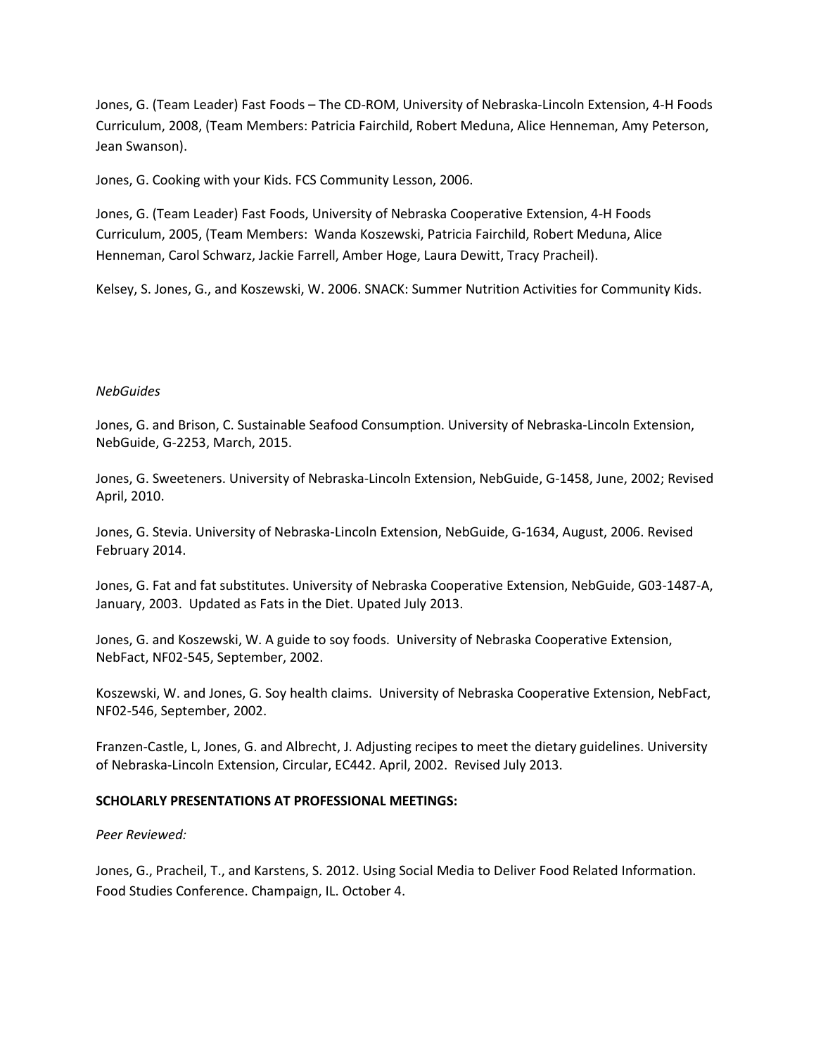Jones, G. (Team Leader) Fast Foods – The CD-ROM, University of Nebraska-Lincoln Extension, 4-H Foods Curriculum, 2008, (Team Members: Patricia Fairchild, Robert Meduna, Alice Henneman, Amy Peterson, Jean Swanson).

Jones, G. Cooking with your Kids. FCS Community Lesson, 2006.

Jones, G. (Team Leader) Fast Foods, University of Nebraska Cooperative Extension, 4-H Foods Curriculum, 2005, (Team Members: Wanda Koszewski, Patricia Fairchild, Robert Meduna, Alice Henneman, Carol Schwarz, Jackie Farrell, Amber Hoge, Laura Dewitt, Tracy Pracheil).

Kelsey, S. Jones, G., and Koszewski, W. 2006. SNACK: Summer Nutrition Activities for Community Kids.

*NebGuides*

Jones, G. and Brison, C. Sustainable Seafood Consumption. University of Nebraska-Lincoln Extension, NebGuide, G-2253, March, 2015.

Jones, G. Sweeteners. University of Nebraska-Lincoln Extension, NebGuide, G-1458, June, 2002; Revised April, 2010.

Jones, G. Stevia. University of Nebraska-Lincoln Extension, NebGuide, G-1634, August, 2006. Revised February 2014.

Jones, G. Fat and fat substitutes. University of Nebraska Cooperative Extension, NebGuide, G03-1487-A, January, 2003. Updated as Fats in the Diet. Upated July 2013.

Jones, G. and Koszewski, W. A guide to soy foods. University of Nebraska Cooperative Extension, NebFact, NF02-545, September, 2002.

Koszewski, W. and Jones, G. Soy health claims. University of Nebraska Cooperative Extension, NebFact, NF02-546, September, 2002.

Franzen-Castle, L, Jones, G. and Albrecht, J. Adjusting recipes to meet the dietary guidelines. University of Nebraska-Lincoln Extension, Circular, EC442. April, 2002. Revised July 2013.

**SCHOLARLY PRESENTATIONS AT PROFESSIONAL MEETINGS:**

*Peer Reviewed:*

Jones, G., Pracheil, T., and Karstens, S. 2012. Using Social Media to Deliver Food Related Information. Food Studies Conference. Champaign, IL. October 4.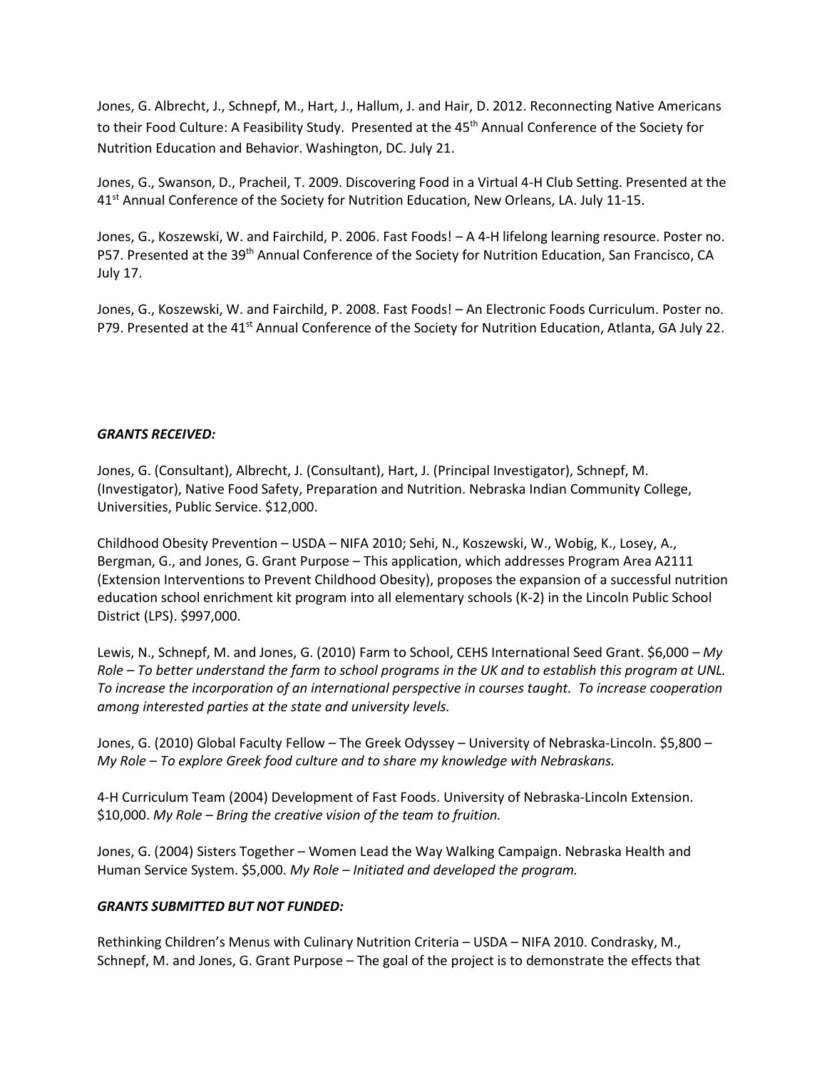Jones, G. Albrecht, J., Schnepf, M., Hart, J., Hallum, J. and Hair, D. 2012. Reconnecting Native Americans to their Food Culture: A Feasibility Study. Presented at the 45th Annual Conference of the Society for Nutrition Education and Behavior. Washington, DC. July 21.

Jones, G., Swanson, D., Pracheil, T. 2009. Discovering Food in a Virtual 4-H Club Setting. Presented at the 41st Annual Conference of the Society for Nutrition Education, New Orleans, LA. July 11-15.

Jones, G., Koszewski, W. and Fairchild, P. 2006. Fast Foods! – A 4-H lifelong learning resource. Poster no. P57. Presented at the 39th Annual Conference of the Society for Nutrition Education, San Francisco, CA July 17.

Jones, G., Koszewski, W. and Fairchild, P. 2008. Fast Foods! – An Electronic Foods Curriculum. Poster no. P79. Presented at the 41st Annual Conference of the Society for Nutrition Education, Atlanta, GA July 22.

***GRANTS RECEIVED:***

Jones, G. (Consultant), Albrecht, J. (Consultant), Hart, J. (Principal Investigator), Schnepf, M. (Investigator), Native Food Safety, Preparation and Nutrition. Nebraska Indian Community College, Universities, Public Service. $12,000.

Childhood Obesity Prevention – USDA – NIFA 2010; Sehi, N., Koszewski, W., Wobig, K., Losey, A., Bergman, G., and Jones, G. Grant Purpose – This application, which addresses Program Area A2111 (Extension Interventions to Prevent Childhood Obesity), proposes the expansion of a successful nutrition education school enrichment kit program into all elementary schools (K-2) in the Lincoln Public School District (LPS). $997,000.

Lewis, N., Schnepf, M. and Jones, G. (2010) Farm to School, CEHS International Seed Grant. $6,000 – *My Role – To better understand the farm to school programs in the UK and to establish this program at UNL. To increase the incorporation of an international perspective in courses taught. To increase cooperation among interested parties at the state and university levels.*

Jones, G. (2010) Global Faculty Fellow – The Greek Odyssey – University of Nebraska-Lincoln. $5,800 – *My Role – To explore Greek food culture and to share my knowledge with Nebraskans.*

4-H Curriculum Team (2004) Development of Fast Foods. University of Nebraska-Lincoln Extension. $10,000. *My Role – Bring the creative vision of the team to fruition.*

Jones, G. (2004) Sisters Together – Women Lead the Way Walking Campaign. Nebraska Health and Human Service System. $5,000. *My Role – Initiated and developed the program.*

***GRANTS SUBMITTED BUT NOT FUNDED:***

Rethinking Children's Menus with Culinary Nutrition Criteria – USDA – NIFA 2010. Condrasky, M., Schnepf, M. and Jones, G. Grant Purpose – The goal of the project is to demonstrate the effects that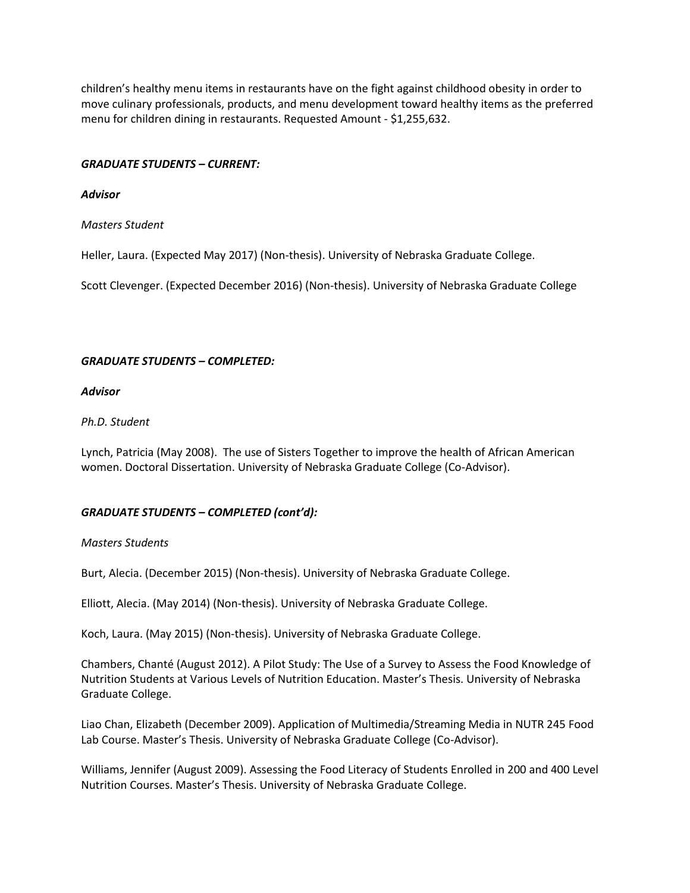children's healthy menu items in restaurants have on the fight against childhood obesity in order to move culinary professionals, products, and menu development toward healthy items as the preferred menu for children dining in restaurants. Requested Amount - $1,255,632.

***GRADUATE STUDENTS – CURRENT:***

***Advisor***

*Masters Student*

Heller, Laura. (Expected May 2017) (Non-thesis). University of Nebraska Graduate College.

Scott Clevenger. (Expected December 2016) (Non-thesis). University of Nebraska Graduate College

***GRADUATE STUDENTS – COMPLETED:***

***Advisor***

*Ph.D. Student*

Lynch, Patricia (May 2008). The use of Sisters Together to improve the health of African American women. Doctoral Dissertation. University of Nebraska Graduate College (Co-Advisor).

***GRADUATE STUDENTS – COMPLETED (cont'd):***

*Masters Students*

Burt, Alecia. (December 2015) (Non-thesis). University of Nebraska Graduate College.

Elliott, Alecia. (May 2014) (Non-thesis). University of Nebraska Graduate College.

Koch, Laura. (May 2015) (Non-thesis). University of Nebraska Graduate College.

Chambers, Chanté (August 2012). A Pilot Study: The Use of a Survey to Assess the Food Knowledge of Nutrition Students at Various Levels of Nutrition Education. Master's Thesis. University of Nebraska Graduate College.

Liao Chan, Elizabeth (December 2009). Application of Multimedia/Streaming Media in NUTR 245 Food Lab Course. Master's Thesis. University of Nebraska Graduate College (Co-Advisor).

Williams, Jennifer (August 2009). Assessing the Food Literacy of Students Enrolled in 200 and 400 Level Nutrition Courses. Master's Thesis. University of Nebraska Graduate College.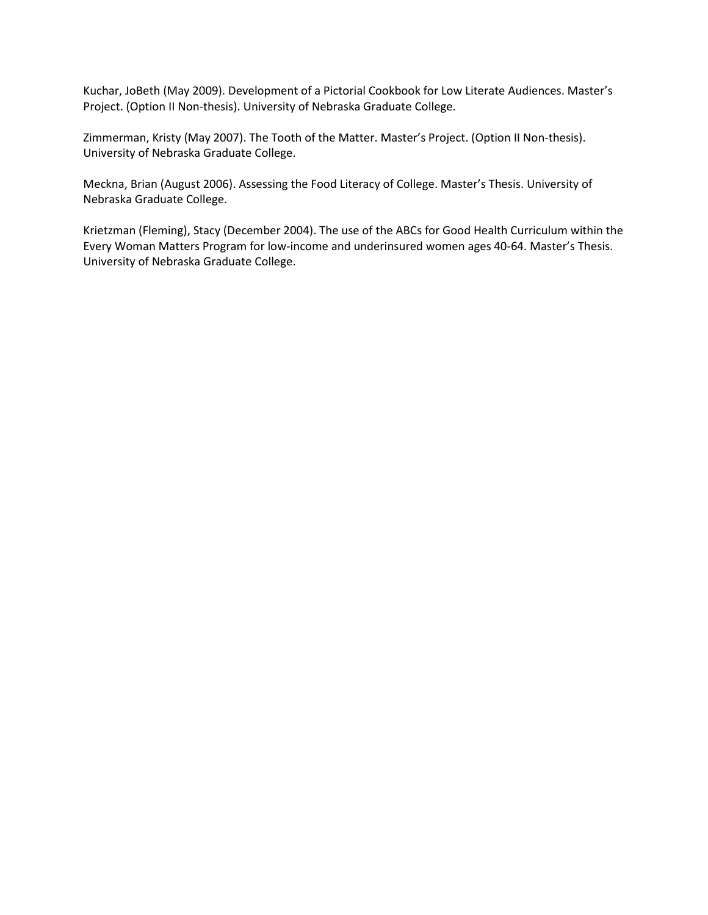Kuchar, JoBeth (May 2009). Development of a Pictorial Cookbook for Low Literate Audiences. Master's Project. (Option II Non-thesis). University of Nebraska Graduate College.

Zimmerman, Kristy (May 2007). The Tooth of the Matter. Master's Project. (Option II Non-thesis). University of Nebraska Graduate College.

Meckna, Brian (August 2006). Assessing the Food Literacy of College. Master's Thesis. University of Nebraska Graduate College.

Krietzman (Fleming), Stacy (December 2004). The use of the ABCs for Good Health Curriculum within the Every Woman Matters Program for low-income and underinsured women ages 40-64. Master's Thesis. University of Nebraska Graduate College.